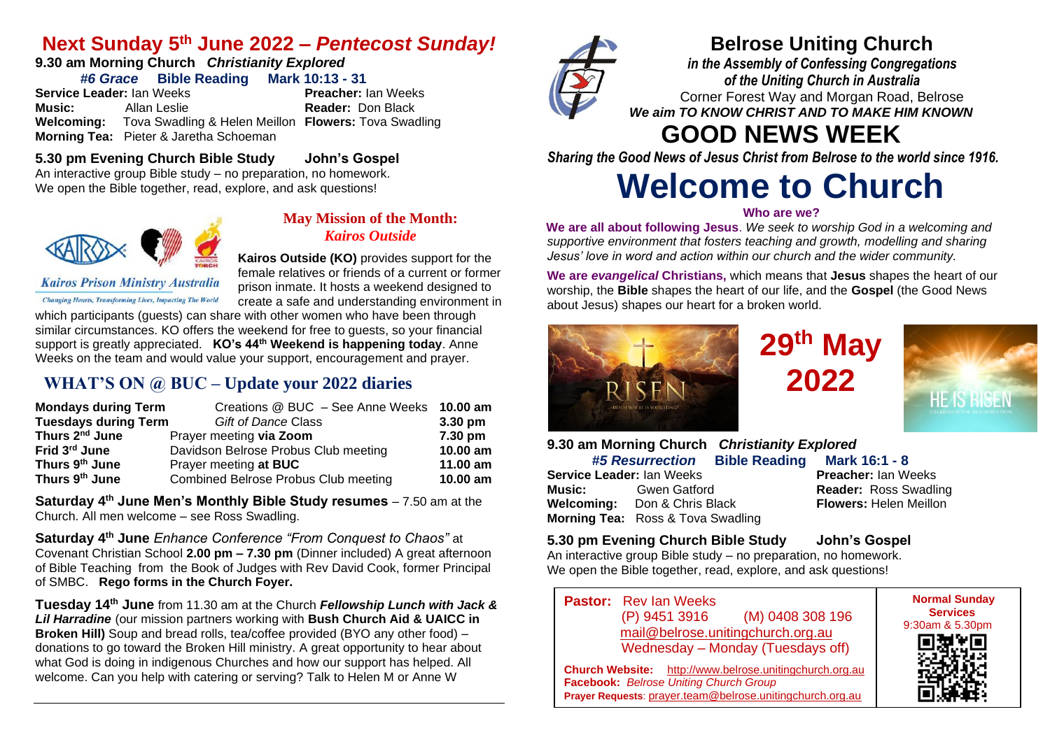# Next Sunday 5th June 2022 – *Pentecost Sunday!*

**9.30 am Morning Church** ***Christianity Explored***

***#6 Grace*** **Bible Reading Mark 10:13 - 31**

**Service Leader:** Ian Weeks **Preacher:** Ian Weeks
**Music:** Allan Leslie **Reader:** Don Black
**Welcoming:** Tova Swadling & Helen Meillon **Flowers:** Tova Swadling
**Morning Tea:** Pieter & Jaretha Schoeman

**5.30 pm Evening Church Bible Study John's Gospel**
An interactive group Bible study – no preparation, no homework.
We open the Bible together, read, explore, and ask questions!

Kairos Prison Ministry Australia
*Changing Hearts, Transforming Lives, Impacting The World*

## May Mission of the Month: *Kairos Outside*

**Kairos Outside (KO)** provides support for the female relatives or friends of a current or former prison inmate. It hosts a weekend designed to create a safe and understanding environment in which participants (guests) can share with other women who have been through similar circumstances. KO offers the weekend for free to guests, so your financial support is greatly appreciated. **KO's 44th Weekend is happening today**. Anne Weeks on the team and would value your support, encouragement and prayer.

## WHAT'S ON @ BUC – Update your 2022 diaries

| | | |
|---|---|---|
| **Mondays during Term** | Creations @ BUC – See Anne Weeks | **10.00 am** |
| **Tuesdays during Term** | *Gift of Dance* Class | **3.30 pm** |
| **Thurs 2nd June** | Prayer meeting **via Zoom** | **7.30 pm** |
| **Frid 3rd June** | Davidson Belrose Probus Club meeting | **10.00 am** |
| **Thurs 9th June** | Prayer meeting **at BUC** | **11.00 am** |
| **Thurs 9th June** | Combined Belrose Probus Club meeting | **10.00 am** |

**Saturday 4th June Men's Monthly Bible Study resumes** – 7.50 am at the Church. All men welcome – see Ross Swadling.

**Saturday 4th June** *Enhance Conference "From Conquest to Chaos"* at Covenant Christian School **2.00 pm – 7.30 pm** (Dinner included) A great afternoon of Bible Teaching from the Book of Judges with Rev David Cook, former Principal of SMBC. **Rego forms in the Church Foyer.**

**Tuesday 14th June** from 11.30 am at the Church ***Fellowship Lunch with Jack & Lil Harradine*** (our mission partners working with **Bush Church Aid & UAICC in Broken Hill)** Soup and bread rolls, tea/coffee provided (BYO any other food) – donations to go toward the Broken Hill ministry. A great opportunity to hear about what God is doing in indigenous Churches and how our support has helped. All welcome. Can you help with catering or serving? Talk to Helen M or Anne W

# Belrose Uniting Church

***in the Assembly of Confessing Congregations of the Uniting Church in Australia***

Corner Forest Way and Morgan Road, Belrose

***We aim TO KNOW CHRIST AND TO MAKE HIM KNOWN***

# GOOD NEWS WEEK

***Sharing the Good News of Jesus Christ from Belrose to the world since 1916.***

# Welcome to Church

**Who are we?**

**We are all about following Jesus**. *We seek to worship God in a welcoming and supportive environment that fosters teaching and growth, modelling and sharing Jesus' love in word and action within our church and the wider community.*

**We are *evangelical* Christians,** which means that **Jesus** shapes the heart of our worship, the **Bible** shapes the heart of our life, and the **Gospel** (the Good News about Jesus) shapes our heart for a broken world.

RISEN — DEATH WHERE IS YOUR STING?

## 29th May 2022

HE IS RISEN — CELEBRATE THE RESURRECTION

**9.30 am Morning Church** ***Christianity Explored***

***#5 Resurrection*** **Bible Reading Mark 16:1 - 8**

**Service Leader:** Ian Weeks **Preacher:** Ian Weeks
**Music:** Gwen Gatford **Reader:** Ross Swadling
**Welcoming:** Don & Chris Black **Flowers:** Helen Meillon
**Morning Tea:** Ross & Tova Swadling

**5.30 pm Evening Church Bible Study John's Gospel**
An interactive group Bible study – no preparation, no homework.
We open the Bible together, read, explore, and ask questions!

**Pastor:** Rev Ian Weeks
(P) 9451 3916 (M) 0408 308 196
mail@belrose.unitingchurch.org.au
Wednesday – Monday (Tuesdays off)

**Church Website:** http://www.belrose.unitingchurch.org.au
**Facebook:** *Belrose Uniting Church Group*
**Prayer Requests**: prayer.team@belrose.unitingchurch.org.au

**Normal Sunday Services**
9:30am & 5.30pm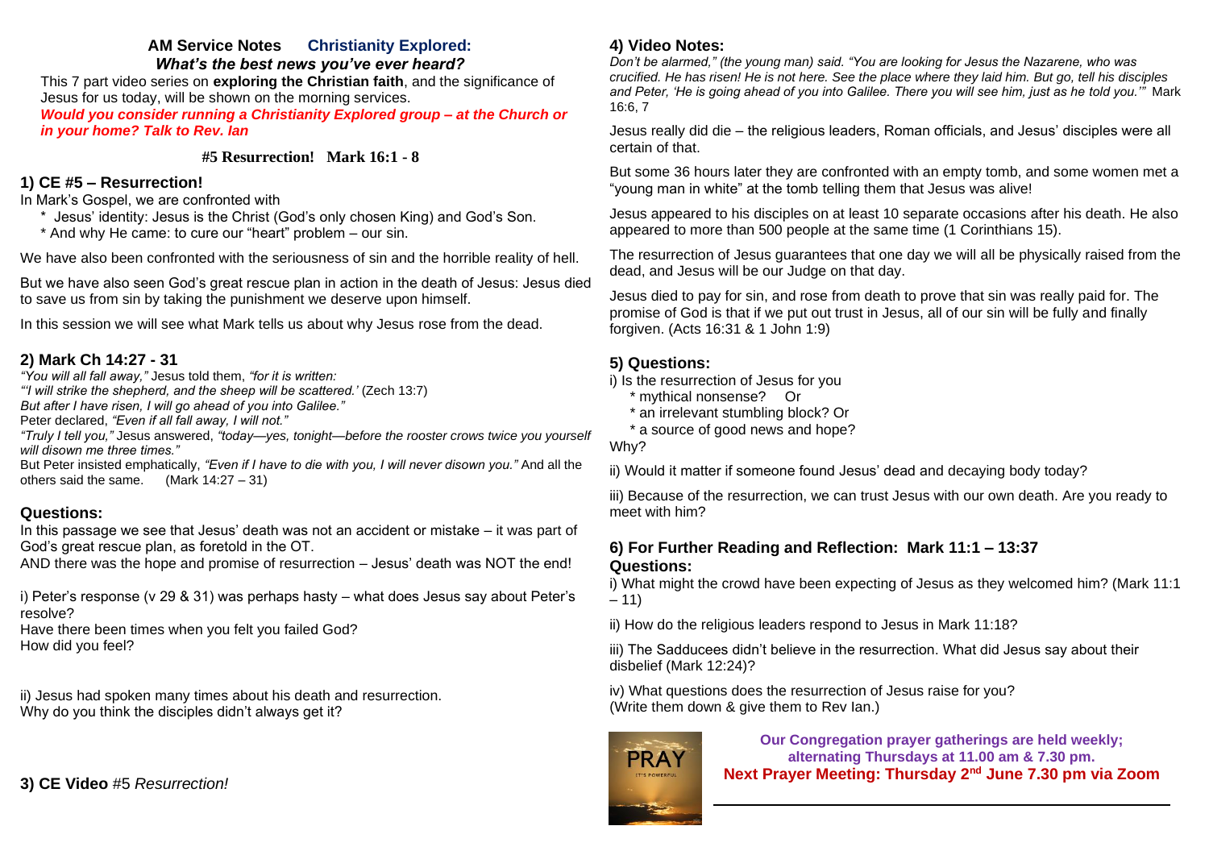## AM Service Notes **Christianity Explored:**
### *What's the best news you've ever heard?*

This 7 part video series on **exploring the Christian faith**, and the significance of Jesus for us today, will be shown on the morning services.

***Would you consider running a Christianity Explored group – at the Church or in your home? Talk to Rev. Ian***

**#5 Resurrection! Mark 16:1 - 8**

### 1) CE #5 – Resurrection!

In Mark's Gospel, we are confronted with

* Jesus' identity: Jesus is the Christ (God's only chosen King) and God's Son.
* And why He came: to cure our "heart" problem – our sin.

We have also been confronted with the seriousness of sin and the horrible reality of hell.

But we have also seen God's great rescue plan in action in the death of Jesus: Jesus died to save us from sin by taking the punishment we deserve upon himself.

In this session we will see what Mark tells us about why Jesus rose from the dead.

### 2) Mark Ch 14:27 - 31

*"You will all fall away,"* Jesus told them, *"for it is written:*
*"'I will strike the shepherd, and the sheep will be scattered.'* (Zech 13:7)
*But after I have risen, I will go ahead of you into Galilee."*
Peter declared, *"Even if all fall away, I will not."*
*"Truly I tell you,"* Jesus answered, *"today—yes, tonight—before the rooster crows twice you yourself will disown me three times."*
But Peter insisted emphatically, *"Even if I have to die with you, I will never disown you."* And all the others said the same. (Mark 14:27 – 31)

### Questions:

In this passage we see that Jesus' death was not an accident or mistake – it was part of God's great rescue plan, as foretold in the OT.
AND there was the hope and promise of resurrection – Jesus' death was NOT the end!

i) Peter's response (v 29 & 31) was perhaps hasty – what does Jesus say about Peter's resolve?
Have there been times when you felt you failed God?
How did you feel?

ii) Jesus had spoken many times about his death and resurrection.
Why do you think the disciples didn't always get it?

### 3) CE Video #5 *Resurrection!*

### 4) Video Notes:

*Don't be alarmed," (the young man) said. "You are looking for Jesus the Nazarene, who was crucified. He has risen! He is not here. See the place where they laid him. But go, tell his disciples and Peter, 'He is going ahead of you into Galilee. There you will see him, just as he told you.'"* Mark 16:6, 7

Jesus really did die – the religious leaders, Roman officials, and Jesus' disciples were all certain of that.

But some 36 hours later they are confronted with an empty tomb, and some women met a "young man in white" at the tomb telling them that Jesus was alive!

Jesus appeared to his disciples on at least 10 separate occasions after his death. He also appeared to more than 500 people at the same time (1 Corinthians 15).

The resurrection of Jesus guarantees that one day we will all be physically raised from the dead, and Jesus will be our Judge on that day.

Jesus died to pay for sin, and rose from death to prove that sin was really paid for. The promise of God is that if we put out trust in Jesus, all of our sin will be fully and finally forgiven. (Acts 16:31 & 1 John 1:9)

### 5) Questions:

i) Is the resurrection of Jesus for you
* mythical nonsense? Or
* an irrelevant stumbling block? Or
* a source of good news and hope?

Why?

ii) Would it matter if someone found Jesus' dead and decaying body today?

iii) Because of the resurrection, we can trust Jesus with our own death. Are you ready to meet with him?

### 6) For Further Reading and Reflection: Mark 11:1 – 13:37
### Questions:

i) What might the crowd have been expecting of Jesus as they welcomed him? (Mark 11:1 – 11)

ii) How do the religious leaders respond to Jesus in Mark 11:18?

iii) The Sadducees didn't believe in the resurrection. What did Jesus say about their disbelief (Mark 12:24)?

iv) What questions does the resurrection of Jesus raise for you?
(Write them down & give them to Rev Ian.)

PRAY
IT'S POWERFUL

**Our Congregation prayer gatherings are held weekly; alternating Thursdays at 11.00 am & 7.30 pm.**
**Next Prayer Meeting: Thursday 2nd June 7.30 pm via Zoom**